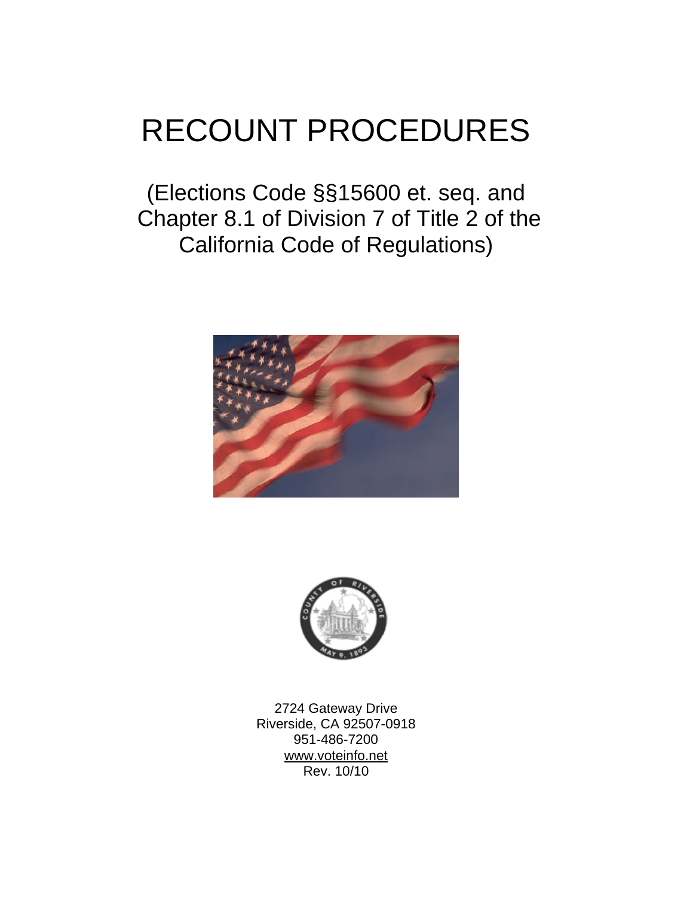# RECOUNT PROCEDURES

(Elections Code §§15600 et. seq. and Chapter 8.1 of Division 7 of Title 2 of the California Code of Regulations)

2724 Gateway Drive
Riverside, CA 92507-0918
951-486-7200
www.voteinfo.net
Rev. 10/10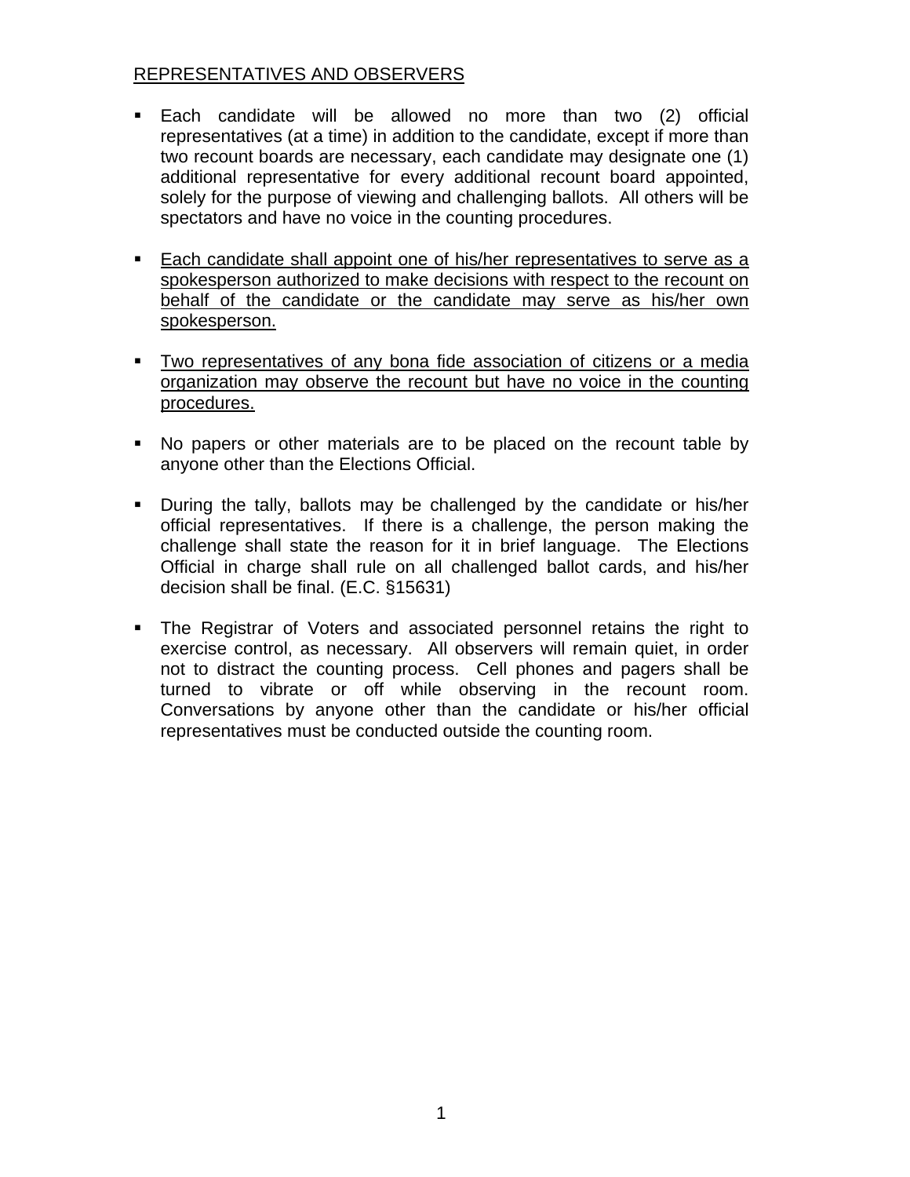REPRESENTATIVES AND OBSERVERS

- Each candidate will be allowed no more than two (2) official representatives (at a time) in addition to the candidate, except if more than two recount boards are necessary, each candidate may designate one (1) additional representative for every additional recount board appointed, solely for the purpose of viewing and challenging ballots. All others will be spectators and have no voice in the counting procedures.

- <u>Each candidate shall appoint one of his/her representatives to serve as a spokesperson authorized to make decisions with respect to the recount on behalf of the candidate or the candidate may serve as his/her own spokesperson.</u>

- <u>Two representatives of any bona fide association of citizens or a media organization may observe the recount but have no voice in the counting procedures.</u>

- No papers or other materials are to be placed on the recount table by anyone other than the Elections Official.

- During the tally, ballots may be challenged by the candidate or his/her official representatives. If there is a challenge, the person making the challenge shall state the reason for it in brief language. The Elections Official in charge shall rule on all challenged ballot cards, and his/her decision shall be final. (E.C. §15631)

- The Registrar of Voters and associated personnel retains the right to exercise control, as necessary. All observers will remain quiet, in order not to distract the counting process. Cell phones and pagers shall be turned to vibrate or off while observing in the recount room. Conversations by anyone other than the candidate or his/her official representatives must be conducted outside the counting room.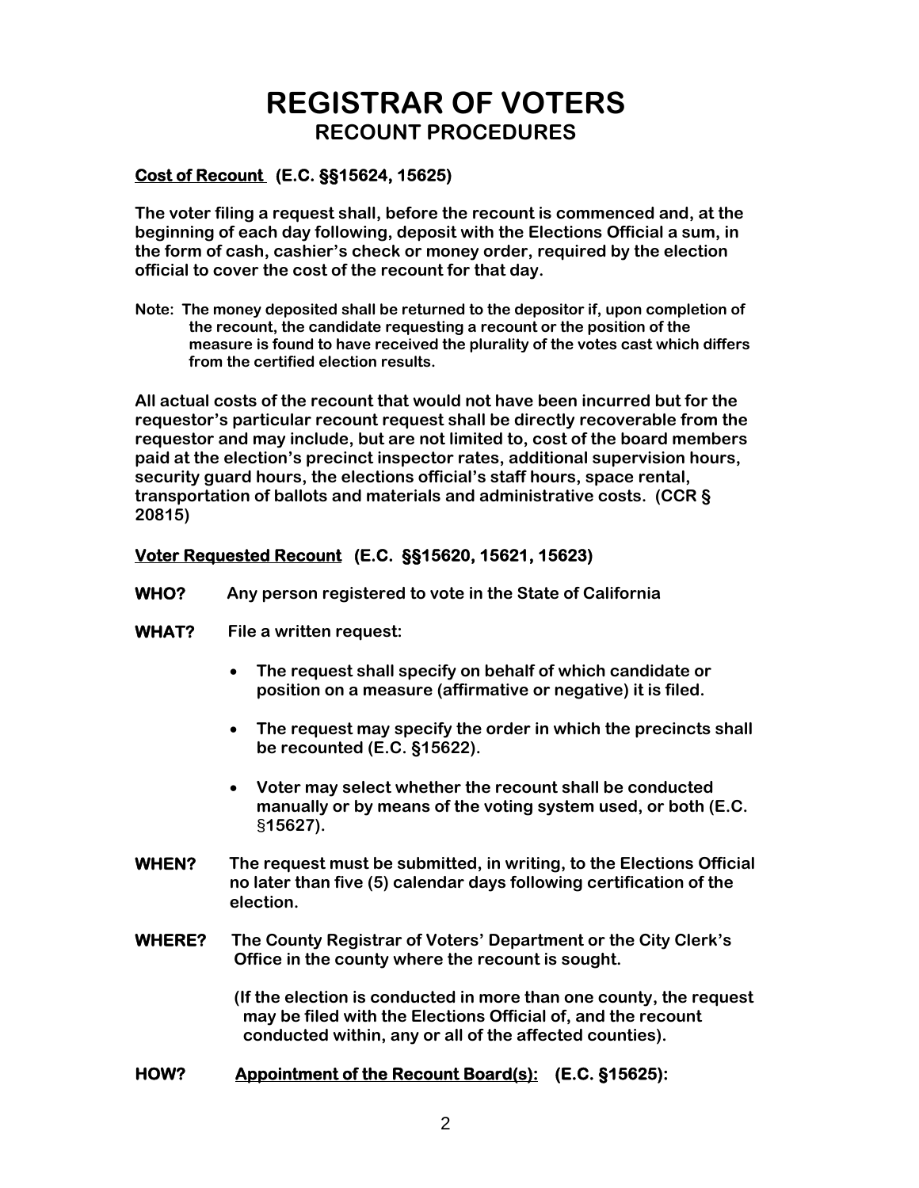# REGISTRAR OF VOTERS

## RECOUNT PROCEDURES

**Cost of Recount (E.C. §§15624, 15625)**

**The voter filing a request shall, before the recount is commenced and, at the beginning of each day following, deposit with the Elections Official a sum, in the form of cash, cashier's check or money order, required by the election official to cover the cost of the recount for that day.**

**Note: The money deposited shall be returned to the depositor if, upon completion of the recount, the candidate requesting a recount or the position of the measure is found to have received the plurality of the votes cast which differs from the certified election results.**

**All actual costs of the recount that would not have been incurred but for the requestor's particular recount request shall be directly recoverable from the requestor and may include, but are not limited to, cost of the board members paid at the election's precinct inspector rates, additional supervision hours, security guard hours, the elections official's staff hours, space rental, transportation of ballots and materials and administrative costs. (CCR § 20815)**

**Voter Requested Recount (E.C. §§15620, 15621, 15623)**

**WHO?** **Any person registered to vote in the State of California**

**WHAT?** **File a written request:**

- **The request shall specify on behalf of which candidate or position on a measure (affirmative or negative) it is filed.**
- **The request may specify the order in which the precincts shall be recounted (E.C. §15622).**
- **Voter may select whether the recount shall be conducted manually or by means of the voting system used, or both (E.C. §15627).**

**WHEN?** **The request must be submitted, in writing, to the Elections Official no later than five (5) calendar days following certification of the election.**

**WHERE?** **The County Registrar of Voters' Department or the City Clerk's Office in the county where the recount is sought.**

**(If the election is conducted in more than one county, the request may be filed with the Elections Official of, and the recount conducted within, any or all of the affected counties).**

**HOW?** **Appointment of the Recount Board(s): (E.C. §15625):**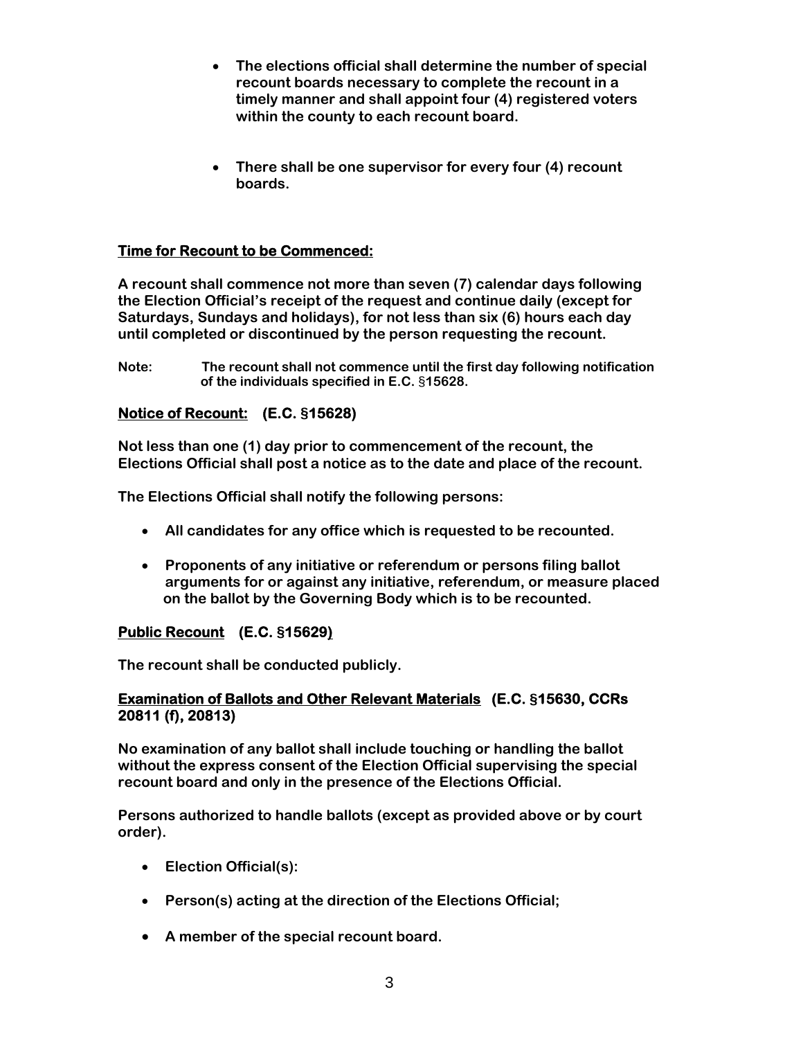- **The elections official shall determine the number of special recount boards necessary to complete the recount in a timely manner and shall appoint four (4) registered voters within the county to each recount board.**

- **There shall be one supervisor for every four (4) recount boards.**

**<u>Time for Recount to be Commenced:</u>**

**A recount shall commence not more than seven (7) calendar days following the Election Official's receipt of the request and continue daily (except for Saturdays, Sundays and holidays), for not less than six (6) hours each day until completed or discontinued by the person requesting the recount.**

**Note: The recount shall not commence until the first day following notification of the individuals specified in E.C. §15628.**

**<u>Notice of Recount:</u> (E.C. §15628)**

**Not less than one (1) day prior to commencement of the recount, the Elections Official shall post a notice as to the date and place of the recount.**

**The Elections Official shall notify the following persons:**

- **All candidates for any office which is requested to be recounted.**

- **Proponents of any initiative or referendum or persons filing ballot arguments for or against any initiative, referendum, or measure placed on the ballot by the Governing Body which is to be recounted.**

**<u>Public Recount</u> (E.C. §15629)**

**The recount shall be conducted publicly.**

**<u>Examination of Ballots and Other Relevant Materials</u> (E.C. §15630, CCRs 20811 (f), 20813)**

**No examination of any ballot shall include touching or handling the ballot without the express consent of the Election Official supervising the special recount board and only in the presence of the Elections Official.**

**Persons authorized to handle ballots (except as provided above or by court order).**

- **Election Official(s):**

- **Person(s) acting at the direction of the Elections Official;**

- **A member of the special recount board.**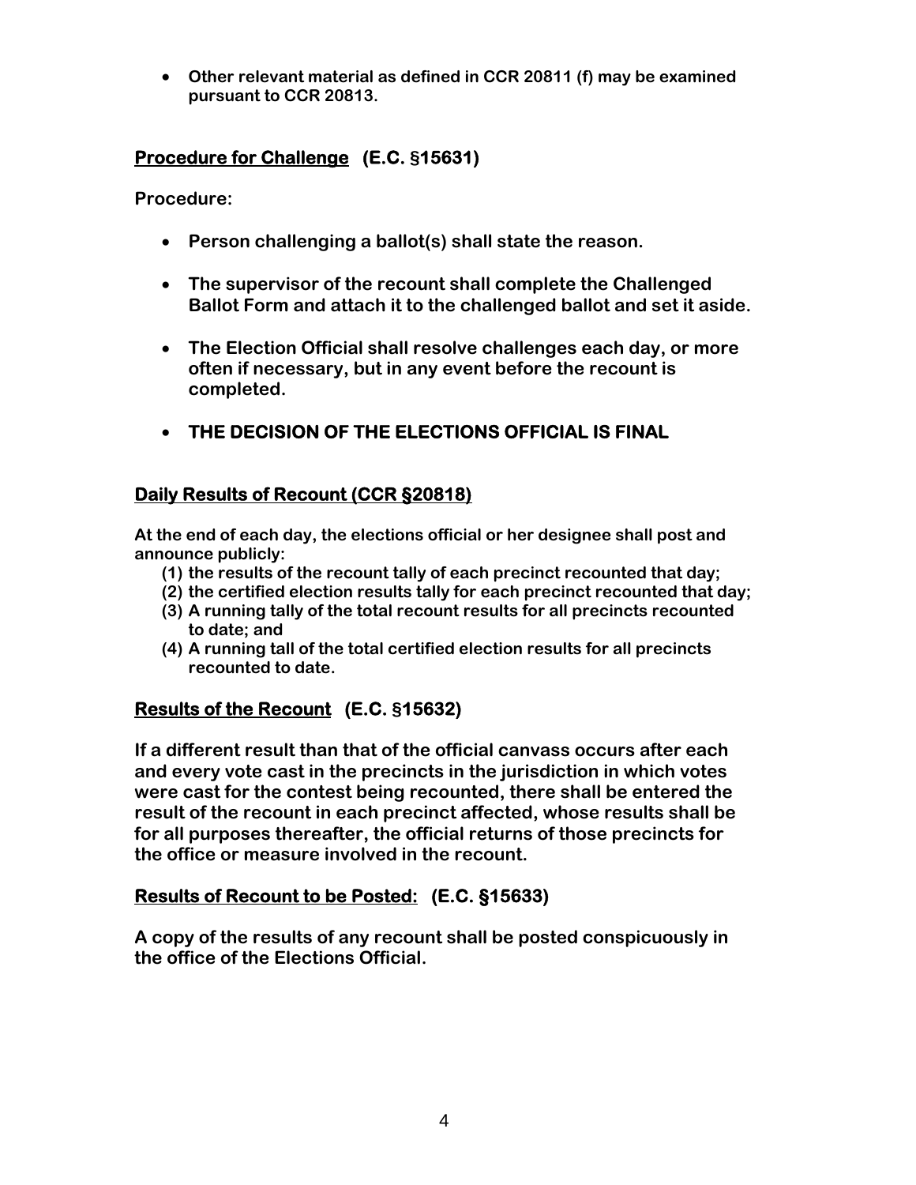- **Other relevant material as defined in CCR 20811 (f) may be examined pursuant to CCR 20813.**

## **Procedure for Challenge (E.C. §15631)**

**Procedure:**

- **Person challenging a ballot(s) shall state the reason.**
- **The supervisor of the recount shall complete the Challenged Ballot Form and attach it to the challenged ballot and set it aside.**
- **The Election Official shall resolve challenges each day, or more often if necessary, but in any event before the recount is completed.**
- **THE DECISION OF THE ELECTIONS OFFICIAL IS FINAL**

## **Daily Results of Recount (CCR §20818)**

**At the end of each day, the elections official or her designee shall post and announce publicly:**

**(1) the results of the recount tally of each precinct recounted that day;**
**(2) the certified election results tally for each precinct recounted that day;**
**(3) A running tally of the total recount results for all precincts recounted to date; and**
**(4) A running tall of the total certified election results for all precincts recounted to date.**

## **Results of the Recount (E.C. §15632)**

**If a different result than that of the official canvass occurs after each and every vote cast in the precincts in the jurisdiction in which votes were cast for the contest being recounted, there shall be entered the result of the recount in each precinct affected, whose results shall be for all purposes thereafter, the official returns of those precincts for the office or measure involved in the recount.**

## **Results of Recount to be Posted: (E.C. §15633)**

**A copy of the results of any recount shall be posted conspicuously in the office of the Elections Official.**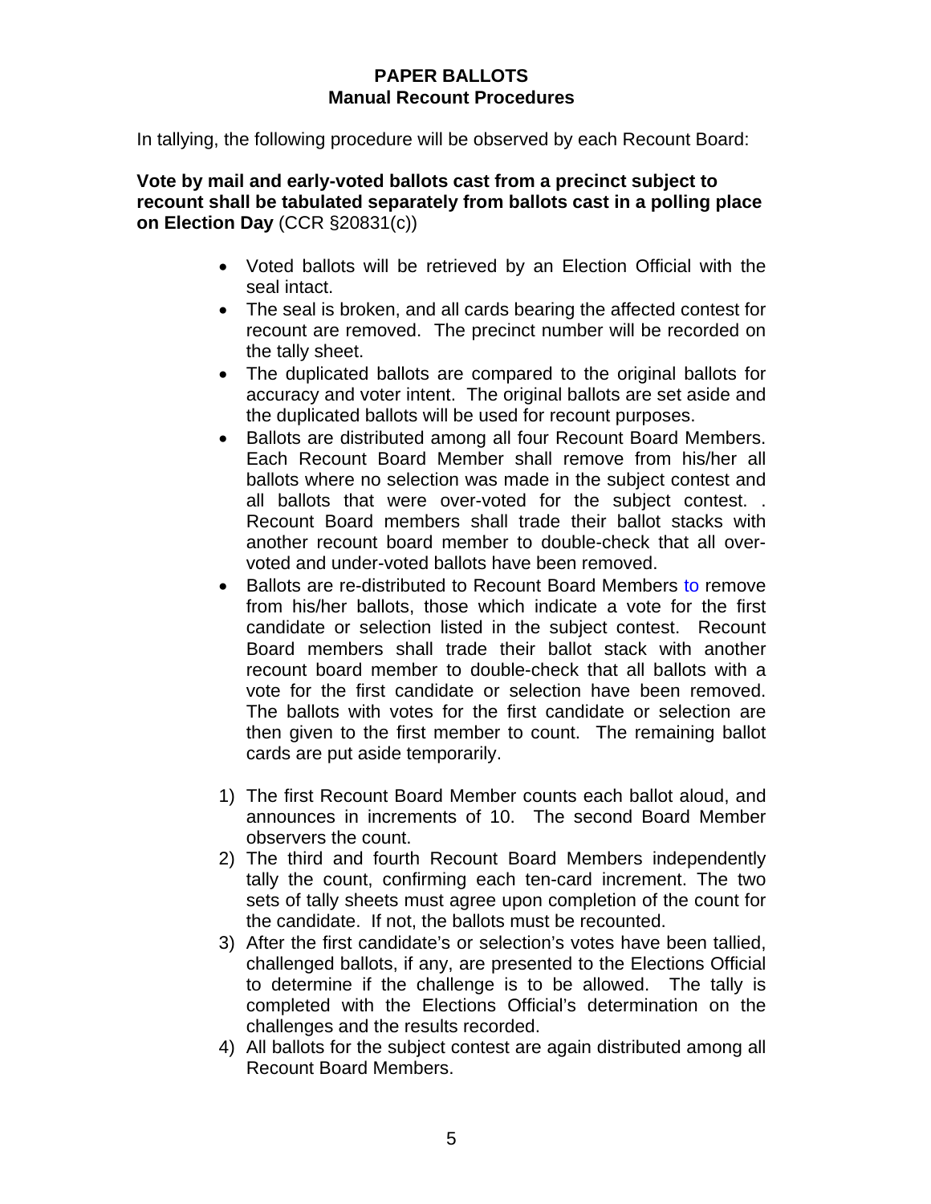**PAPER BALLOTS**
**Manual Recount Procedures**

In tallying, the following procedure will be observed by each Recount Board:

**Vote by mail and early-voted ballots cast from a precinct subject to recount shall be tabulated separately from ballots cast in a polling place on Election Day** (CCR §20831(c))

- Voted ballots will be retrieved by an Election Official with the seal intact.
- The seal is broken, and all cards bearing the affected contest for recount are removed. The precinct number will be recorded on the tally sheet.
- The duplicated ballots are compared to the original ballots for accuracy and voter intent. The original ballots are set aside and the duplicated ballots will be used for recount purposes.
- Ballots are distributed among all four Recount Board Members. Each Recount Board Member shall remove from his/her all ballots where no selection was made in the subject contest and all ballots that were over-voted for the subject contest. . Recount Board members shall trade their ballot stacks with another recount board member to double-check that all over-voted and under-voted ballots have been removed.
- Ballots are re-distributed to Recount Board Members to remove from his/her ballots, those which indicate a vote for the first candidate or selection listed in the subject contest. Recount Board members shall trade their ballot stack with another recount board member to double-check that all ballots with a vote for the first candidate or selection have been removed. The ballots with votes for the first candidate or selection are then given to the first member to count. The remaining ballot cards are put aside temporarily.

1) The first Recount Board Member counts each ballot aloud, and announces in increments of 10. The second Board Member observers the count.
2) The third and fourth Recount Board Members independently tally the count, confirming each ten-card increment. The two sets of tally sheets must agree upon completion of the count for the candidate. If not, the ballots must be recounted.
3) After the first candidate's or selection's votes have been tallied, challenged ballots, if any, are presented to the Elections Official to determine if the challenge is to be allowed. The tally is completed with the Elections Official's determination on the challenges and the results recorded.
4) All ballots for the subject contest are again distributed among all Recount Board Members.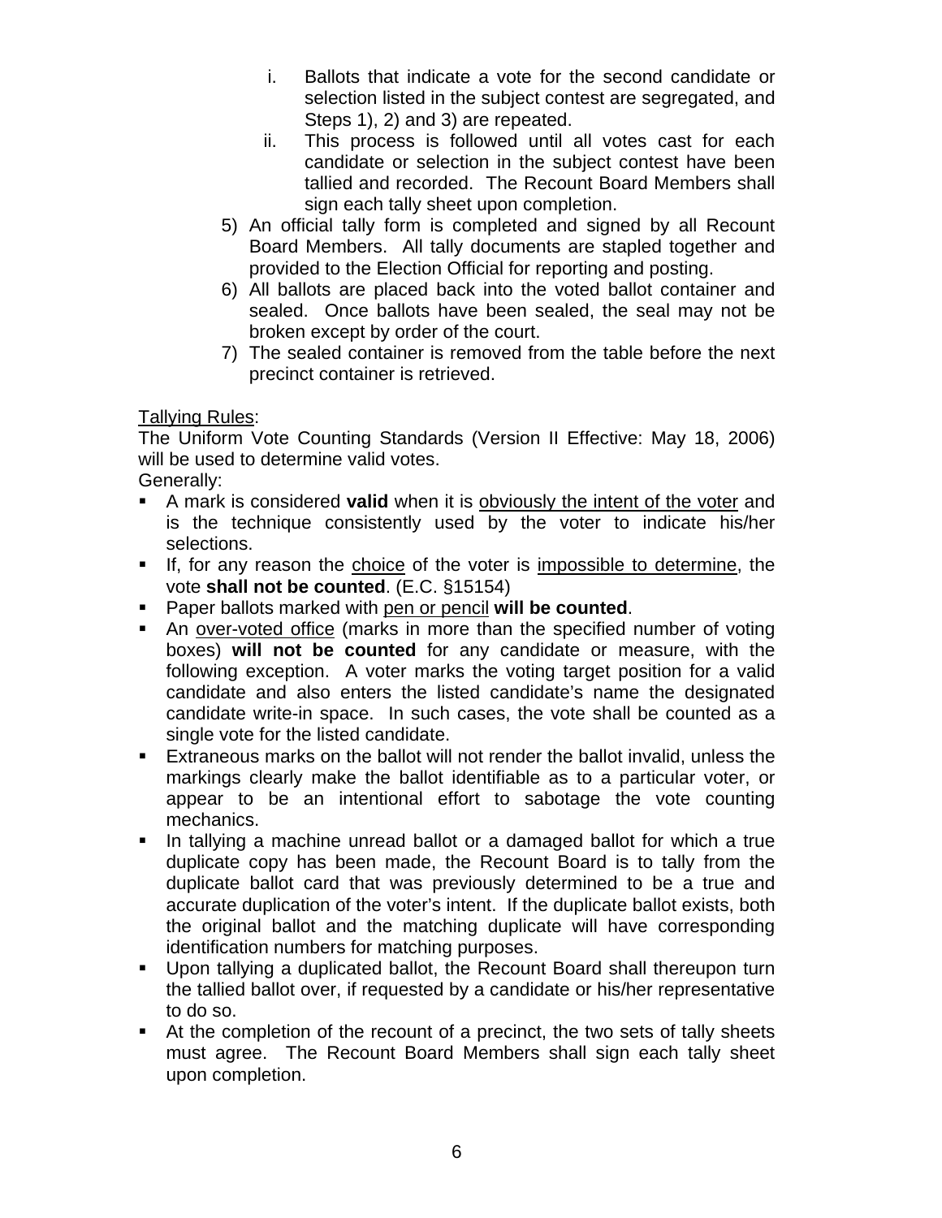i. Ballots that indicate a vote for the second candidate or selection listed in the subject contest are segregated, and Steps 1), 2) and 3) are repeated.
   ii. This process is followed until all votes cast for each candidate or selection in the subject contest have been tallied and recorded. The Recount Board Members shall sign each tally sheet upon completion.

5) An official tally form is completed and signed by all Recount Board Members. All tally documents are stapled together and provided to the Election Official for reporting and posting.
6) All ballots are placed back into the voted ballot container and sealed. Once ballots have been sealed, the seal may not be broken except by order of the court.
7) The sealed container is removed from the table before the next precinct container is retrieved.

<u>Tallying Rules</u>:
The Uniform Vote Counting Standards (Version II Effective: May 18, 2006) will be used to determine valid votes.
Generally:

- A mark is considered **valid** when it is <u>obviously the intent of the voter</u> and is the technique consistently used by the voter to indicate his/her selections.
- If, for any reason the <u>choice</u> of the voter is <u>impossible to determine</u>, the vote **shall not be counted**. (E.C. §15154)
- Paper ballots marked with <u>pen or pencil</u> **will be counted**.
- An <u>over-voted office</u> (marks in more than the specified number of voting boxes) **will not be counted** for any candidate or measure, with the following exception. A voter marks the voting target position for a valid candidate and also enters the listed candidate's name the designated candidate write-in space. In such cases, the vote shall be counted as a single vote for the listed candidate.
- Extraneous marks on the ballot will not render the ballot invalid, unless the markings clearly make the ballot identifiable as to a particular voter, or appear to be an intentional effort to sabotage the vote counting mechanics.
- In tallying a machine unread ballot or a damaged ballot for which a true duplicate copy has been made, the Recount Board is to tally from the duplicate ballot card that was previously determined to be a true and accurate duplication of the voter's intent. If the duplicate ballot exists, both the original ballot and the matching duplicate will have corresponding identification numbers for matching purposes.
- Upon tallying a duplicated ballot, the Recount Board shall thereupon turn the tallied ballot over, if requested by a candidate or his/her representative to do so.
- At the completion of the recount of a precinct, the two sets of tally sheets must agree. The Recount Board Members shall sign each tally sheet upon completion.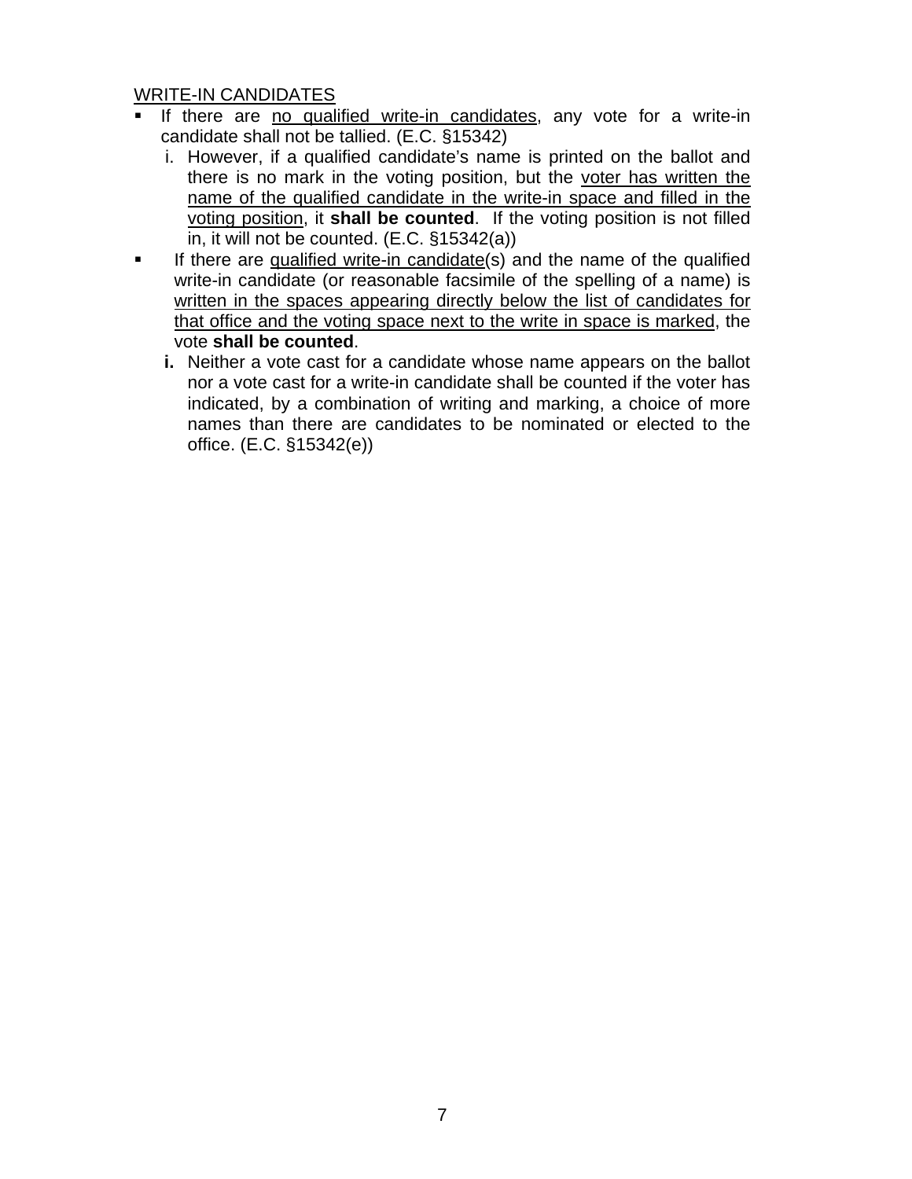<u>WRITE-IN CANDIDATES</u>

- If there are <u>no qualified write-in candidates</u>, any vote for a write-in candidate shall not be tallied. (E.C. §15342)
  - i. However, if a qualified candidate's name is printed on the ballot and there is no mark in the voting position, but the <u>voter has written the name of the qualified candidate in the write-in space and filled in the voting position</u>, it **shall be counted**. If the voting position is not filled in, it will not be counted. (E.C. §15342(a))
- If there are <u>qualified write-in candidate</u>(s) and the name of the qualified write-in candidate (or reasonable facsimile of the spelling of a name) is <u>written in the spaces appearing directly below the list of candidates for that office and the voting space next to the write in space is marked</u>, the vote **shall be counted**.
  - **i.** Neither a vote cast for a candidate whose name appears on the ballot nor a vote cast for a write-in candidate shall be counted if the voter has indicated, by a combination of writing and marking, a choice of more names than there are candidates to be nominated or elected to the office. (E.C. §15342(e))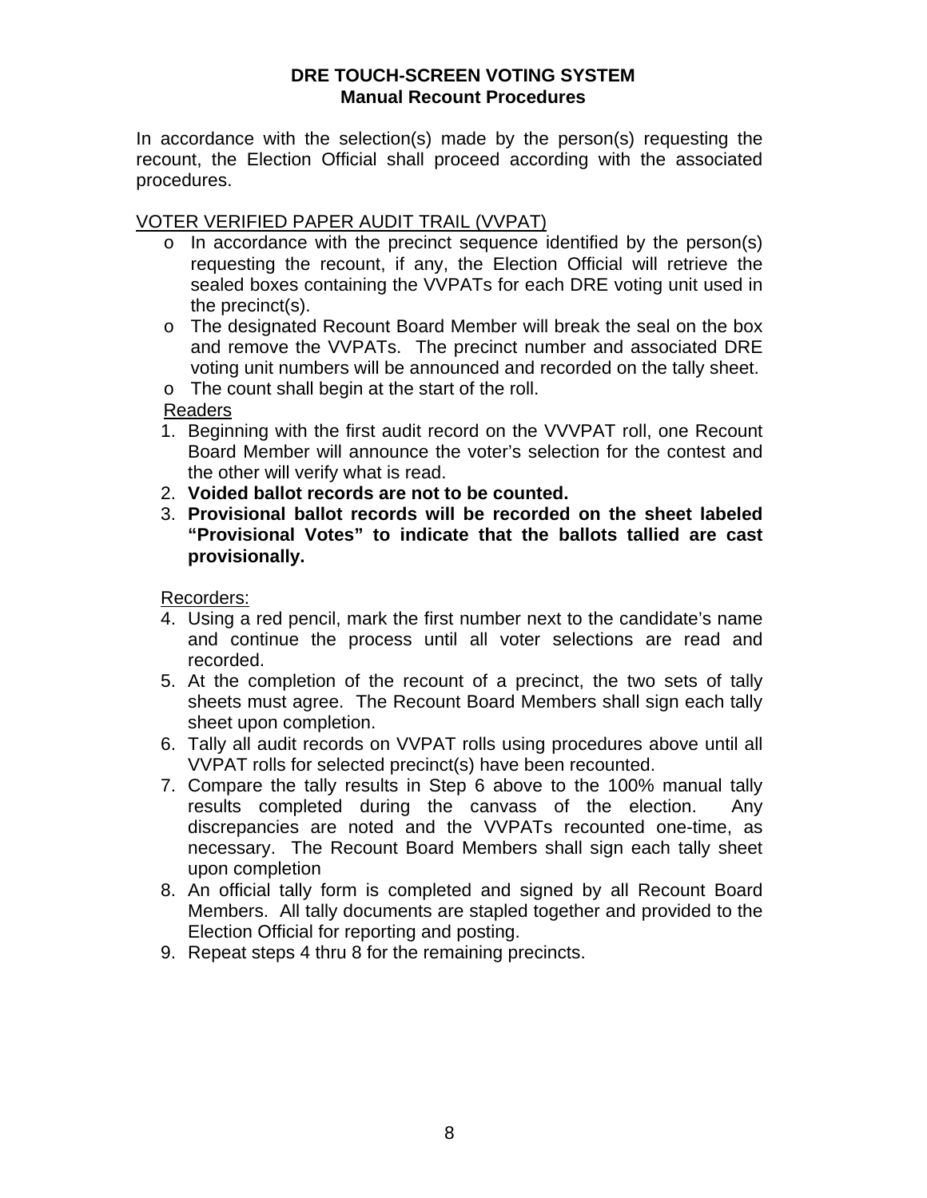**DRE TOUCH-SCREEN VOTING SYSTEM**
**Manual Recount Procedures**

In accordance with the selection(s) made by the person(s) requesting the recount, the Election Official shall proceed according with the associated procedures.

<u>VOTER VERIFIED PAPER AUDIT TRAIL (VVPAT)</u>

- In accordance with the precinct sequence identified by the person(s) requesting the recount, if any, the Election Official will retrieve the sealed boxes containing the VVPATs for each DRE voting unit used in the precinct(s).
- The designated Recount Board Member will break the seal on the box and remove the VVPATs. The precinct number and associated DRE voting unit numbers will be announced and recorded on the tally sheet.
- The count shall begin at the start of the roll.

<u>Readers</u>

1. Beginning with the first audit record on the VVVPAT roll, one Recount Board Member will announce the voter's selection for the contest and the other will verify what is read.
2. **Voided ballot records are not to be counted.**
3. **Provisional ballot records will be recorded on the sheet labeled "Provisional Votes" to indicate that the ballots tallied are cast provisionally.**

<u>Recorders:</u>

4. Using a red pencil, mark the first number next to the candidate's name and continue the process until all voter selections are read and recorded.
5. At the completion of the recount of a precinct, the two sets of tally sheets must agree. The Recount Board Members shall sign each tally sheet upon completion.
6. Tally all audit records on VVPAT rolls using procedures above until all VVPAT rolls for selected precinct(s) have been recounted.
7. Compare the tally results in Step 6 above to the 100% manual tally results completed during the canvass of the election. Any discrepancies are noted and the VVPATs recounted one-time, as necessary. The Recount Board Members shall sign each tally sheet upon completion
8. An official tally form is completed and signed by all Recount Board Members. All tally documents are stapled together and provided to the Election Official for reporting and posting.
9. Repeat steps 4 thru 8 for the remaining precincts.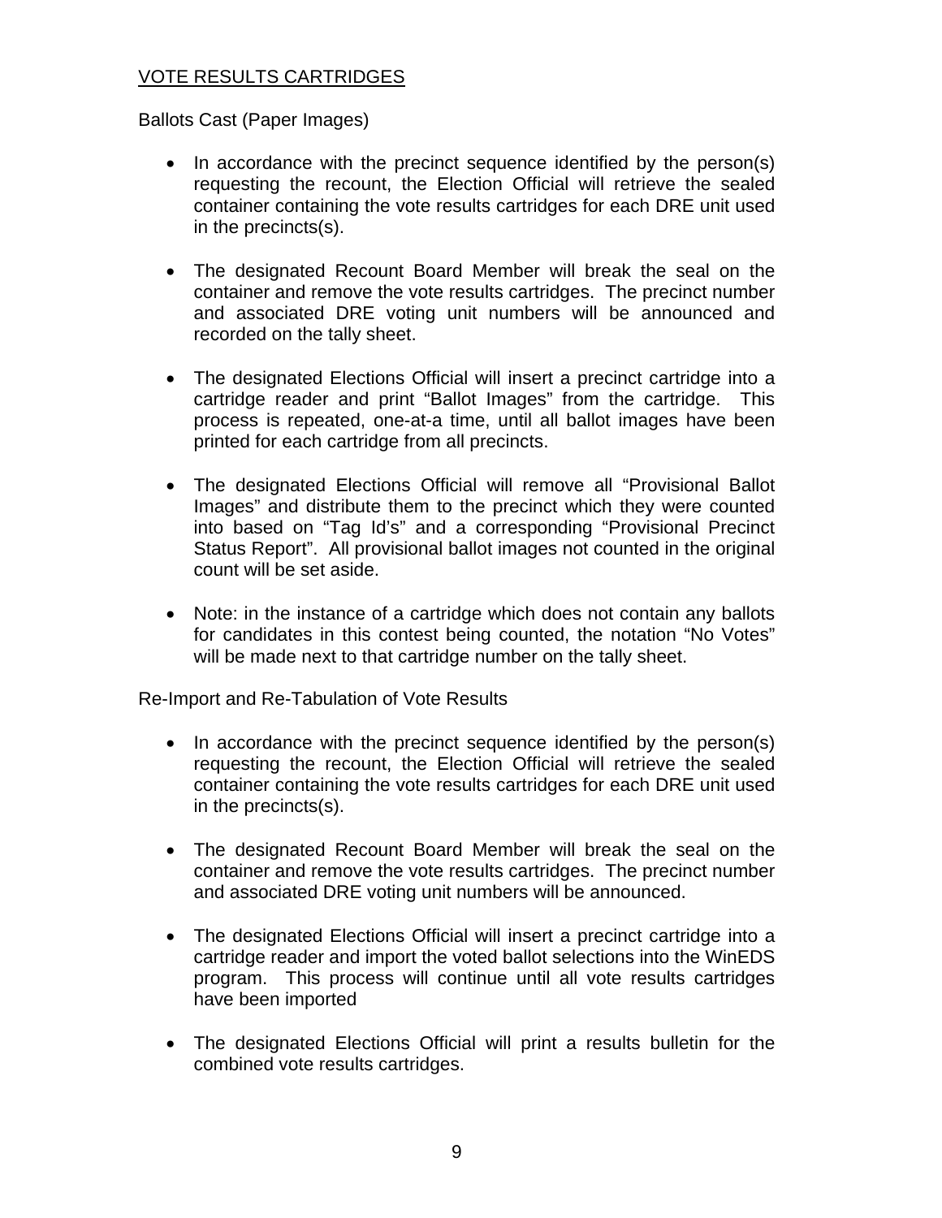<u>VOTE RESULTS CARTRIDGES</u>

Ballots Cast (Paper Images)

- In accordance with the precinct sequence identified by the person(s) requesting the recount, the Election Official will retrieve the sealed container containing the vote results cartridges for each DRE unit used in the precincts(s).

- The designated Recount Board Member will break the seal on the container and remove the vote results cartridges. The precinct number and associated DRE voting unit numbers will be announced and recorded on the tally sheet.

- The designated Elections Official will insert a precinct cartridge into a cartridge reader and print "Ballot Images" from the cartridge. This process is repeated, one-at-a time, until all ballot images have been printed for each cartridge from all precincts.

- The designated Elections Official will remove all "Provisional Ballot Images" and distribute them to the precinct which they were counted into based on "Tag Id's" and a corresponding "Provisional Precinct Status Report". All provisional ballot images not counted in the original count will be set aside.

- Note: in the instance of a cartridge which does not contain any ballots for candidates in this contest being counted, the notation "No Votes" will be made next to that cartridge number on the tally sheet.

Re-Import and Re-Tabulation of Vote Results

- In accordance with the precinct sequence identified by the person(s) requesting the recount, the Election Official will retrieve the sealed container containing the vote results cartridges for each DRE unit used in the precincts(s).

- The designated Recount Board Member will break the seal on the container and remove the vote results cartridges. The precinct number and associated DRE voting unit numbers will be announced.

- The designated Elections Official will insert a precinct cartridge into a cartridge reader and import the voted ballot selections into the WinEDS program. This process will continue until all vote results cartridges have been imported

- The designated Elections Official will print a results bulletin for the combined vote results cartridges.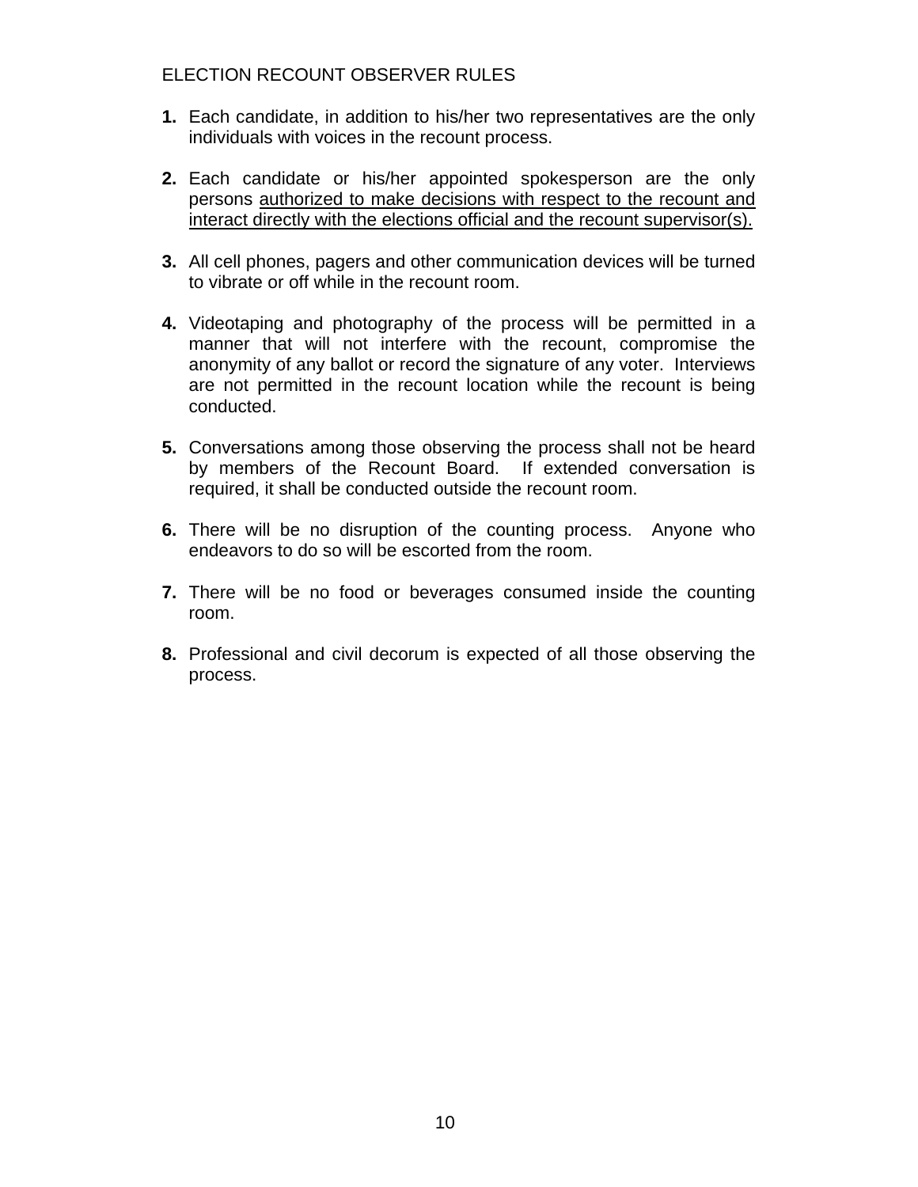ELECTION RECOUNT OBSERVER RULES

1. Each candidate, in addition to his/her two representatives are the only individuals with voices in the recount process.

2. Each candidate or his/her appointed spokesperson are the only persons <u>authorized to make decisions with respect to the recount and interact directly with the elections official and the recount supervisor(s).</u>

3. All cell phones, pagers and other communication devices will be turned to vibrate or off while in the recount room.

4. Videotaping and photography of the process will be permitted in a manner that will not interfere with the recount, compromise the anonymity of any ballot or record the signature of any voter. Interviews are not permitted in the recount location while the recount is being conducted.

5. Conversations among those observing the process shall not be heard by members of the Recount Board. If extended conversation is required, it shall be conducted outside the recount room.

6. There will be no disruption of the counting process. Anyone who endeavors to do so will be escorted from the room.

7. There will be no food or beverages consumed inside the counting room.

8. Professional and civil decorum is expected of all those observing the process.